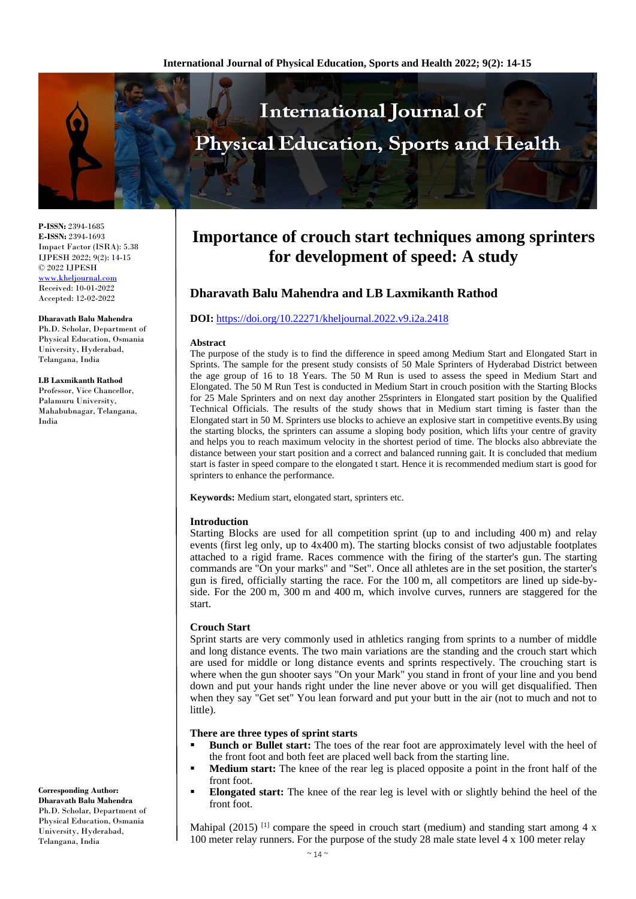# Importance of crouch start techniques among sprinters for development of speed: A study

## Dharavath Balu Mahendra and LB Laxmikanth Rathod

P-ISSN: 2394-1685
E-ISSN: 2394-1693
Impact Factor (ISRA): 5.38
IJPESH 2022; 9(2): 14-15
© 2022 IJPESH
www.kheljournal.com
Received: 10-01-2022
Accepted: 12-02-2022

**Dharavath Balu Mahendra**
Ph.D. Scholar, Department of Physical Education, Osmania University, Hyderabad, Telangana, India

**LB Laxmikanth Rathod**
Professor, Vice Chancellor, Palamuru University, Mahabubnagar, Telangana, India

**Corresponding Author:**
**Dharavath Balu Mahendra**
Ph.D. Scholar, Department of Physical Education, Osmania University, Hyderabad, Telangana, India

**DOI:** https://doi.org/10.22271/kheljournal.2022.v9.i2a.2418

### Abstract

The purpose of the study is to find the difference in speed among Medium Start and Elongated Start in Sprints. The sample for the present study consists of 50 Male Sprinters of Hyderabad District between the age group of 16 to 18 Years. The 50 M Run is used to assess the speed in Medium Start and Elongated. The 50 M Run Test is conducted in Medium Start in crouch position with the Starting Blocks for 25 Male Sprinters and on next day another 25sprinters in Elongated start position by the Qualified Technical Officials. The results of the study shows that in Medium start timing is faster than the Elongated start in 50 M. Sprinters use blocks to achieve an explosive start in competitive events.By using the starting blocks, the sprinters can assume a sloping body position, which lifts your centre of gravity and helps you to reach maximum velocity in the shortest period of time. The blocks also abbreviate the distance between your start position and a correct and balanced running gait. It is concluded that medium start is faster in speed compare to the elongated t start. Hence it is recommended medium start is good for sprinters to enhance the performance.

**Keywords:** Medium start, elongated start, sprinters etc.

### Introduction

Starting Blocks are used for all competition sprint (up to and including 400 m) and relay events (first leg only, up to 4x400 m). The starting blocks consist of two adjustable footplates attached to a rigid frame. Races commence with the firing of the starter's gun. The starting commands are "On your marks" and "Set". Once all athletes are in the set position, the starter's gun is fired, officially starting the race. For the 100 m, all competitors are lined up side-by-side. For the 200 m, 300 m and 400 m, which involve curves, runners are staggered for the start.

### Crouch Start

Sprint starts are very commonly used in athletics ranging from sprints to a number of middle and long distance events. The two main variations are the standing and the crouch start which are used for middle or long distance events and sprints respectively. The crouching start is where when the gun shooter says "On your Mark" you stand in front of your line and you bend down and put your hands right under the line never above or you will get disqualified. Then when they say "Get set" You lean forward and put your butt in the air (not to much and not to little).

### There are three types of sprint starts

- **Bunch or Bullet start:** The toes of the rear foot are approximately level with the heel of the front foot and both feet are placed well back from the starting line.
- **Medium start:** The knee of the rear leg is placed opposite a point in the front half of the front foot.
- **Elongated start:** The knee of the rear leg is level with or slightly behind the heel of the front foot.

Mahipal (2015) [1] compare the speed in crouch start (medium) and standing start among 4 x 100 meter relay runners. For the purpose of the study 28 male state level 4 x 100 meter relay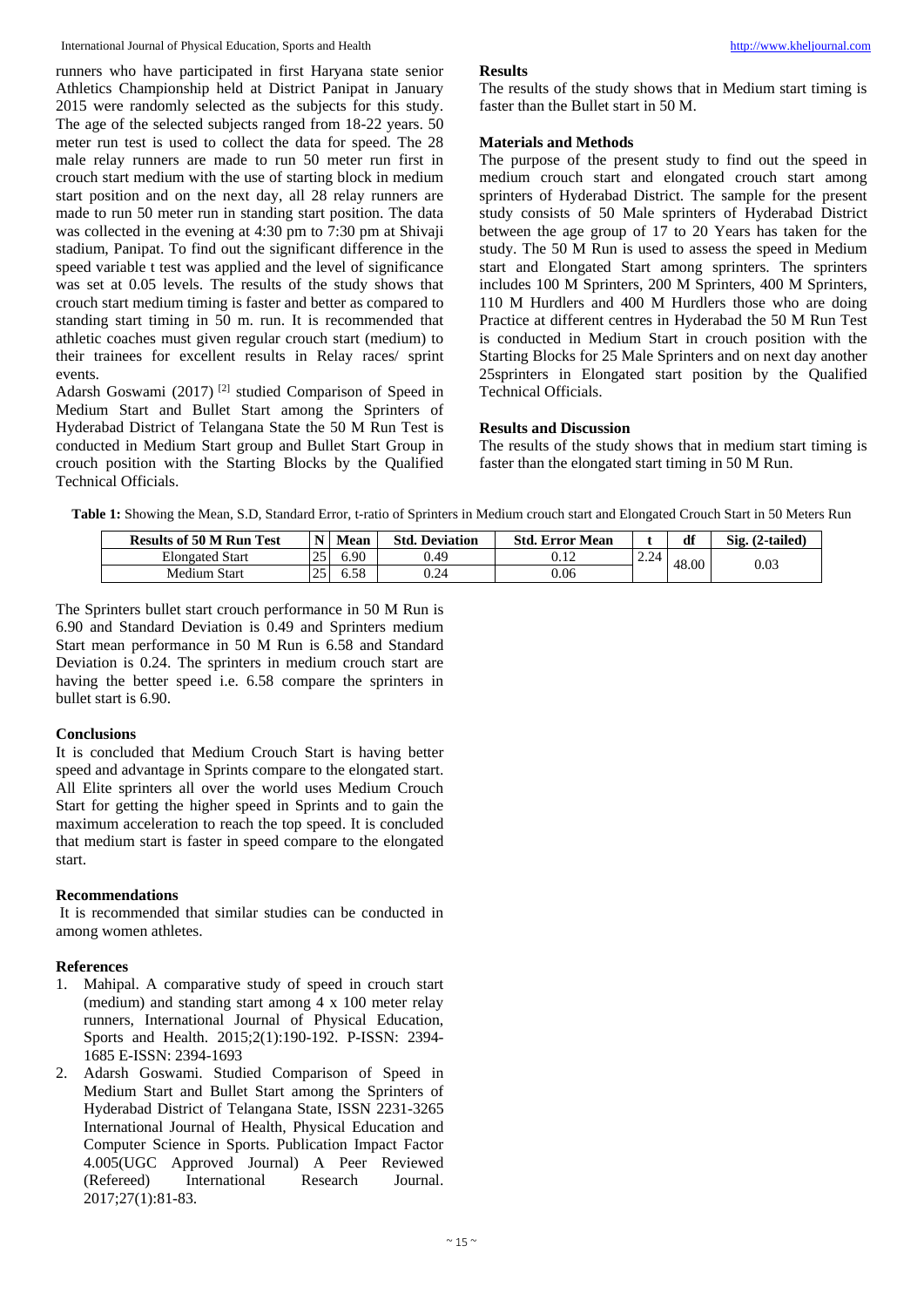runners who have participated in first Haryana state senior Athletics Championship held at District Panipat in January 2015 were randomly selected as the subjects for this study. The age of the selected subjects ranged from 18-22 years. 50 meter run test is used to collect the data for speed. The 28 male relay runners are made to run 50 meter run first in crouch start medium with the use of starting block in medium start position and on the next day, all 28 relay runners are made to run 50 meter run in standing start position. The data was collected in the evening at 4:30 pm to 7:30 pm at Shivaji stadium, Panipat. To find out the significant difference in the speed variable t test was applied and the level of significance was set at 0.05 levels. The results of the study shows that crouch start medium timing is faster and better as compared to standing start timing in 50 m. run. It is recommended that athletic coaches must given regular crouch start (medium) to their trainees for excellent results in Relay races/ sprint events.

Adarsh Goswami (2017) [2] studied Comparison of Speed in Medium Start and Bullet Start among the Sprinters of Hyderabad District of Telangana State the 50 M Run Test is conducted in Medium Start group and Bullet Start Group in crouch position with the Starting Blocks by the Qualified Technical Officials.

**Results**

The results of the study shows that in Medium start timing is faster than the Bullet start in 50 M.

## Materials and Methods

The purpose of the present study to find out the speed in medium crouch start and elongated crouch start among sprinters of Hyderabad District. The sample for the present study consists of 50 Male sprinters of Hyderabad District between the age group of 17 to 20 Years has taken for the study. The 50 M Run is used to assess the speed in Medium start and Elongated Start among sprinters. The sprinters includes 100 M Sprinters, 200 M Sprinters, 400 M Sprinters, 110 M Hurdlers and 400 M Hurdlers those who are doing Practice at different centres in Hyderabad the 50 M Run Test is conducted in Medium Start in crouch position with the Starting Blocks for 25 Male Sprinters and on next day another 25sprinters in Elongated start position by the Qualified Technical Officials.

## Results and Discussion

The results of the study shows that in medium start timing is faster than the elongated start timing in 50 M Run.

**Table 1:** Showing the Mean, S.D, Standard Error, t-ratio of Sprinters in Medium crouch start and Elongated Crouch Start in 50 Meters Run

| Results of 50 M Run Test | N | Mean | Std. Deviation | Std. Error Mean | t | df | Sig. (2-tailed) |
|---|---|---|---|---|---|---|---|
| Elongated Start | 25 | 6.90 | 0.49 | 0.12 | 2.24 | 48.00 | 0.03 |
| Medium Start | 25 | 6.58 | 0.24 | 0.06 | | | |

The Sprinters bullet start crouch performance in 50 M Run is 6.90 and Standard Deviation is 0.49 and Sprinters medium Start mean performance in 50 M Run is 6.58 and Standard Deviation is 0.24. The sprinters in medium crouch start are having the better speed i.e. 6.58 compare the sprinters in bullet start is 6.90.

## Conclusions

It is concluded that Medium Crouch Start is having better speed and advantage in Sprints compare to the elongated start. All Elite sprinters all over the world uses Medium Crouch Start for getting the higher speed in Sprints and to gain the maximum acceleration to reach the top speed. It is concluded that medium start is faster in speed compare to the elongated start.

## Recommendations

It is recommended that similar studies can be conducted in among women athletes.

## References

1. Mahipal. A comparative study of speed in crouch start (medium) and standing start among 4 x 100 meter relay runners, International Journal of Physical Education, Sports and Health. 2015;2(1):190-192. P-ISSN: 2394-1685 E-ISSN: 2394-1693
2. Adarsh Goswami. Studied Comparison of Speed in Medium Start and Bullet Start among the Sprinters of Hyderabad District of Telangana State, ISSN 2231-3265 International Journal of Health, Physical Education and Computer Science in Sports. Publication Impact Factor 4.005(UGC Approved Journal) A Peer Reviewed (Refereed) International Research Journal. 2017;27(1):81-83.